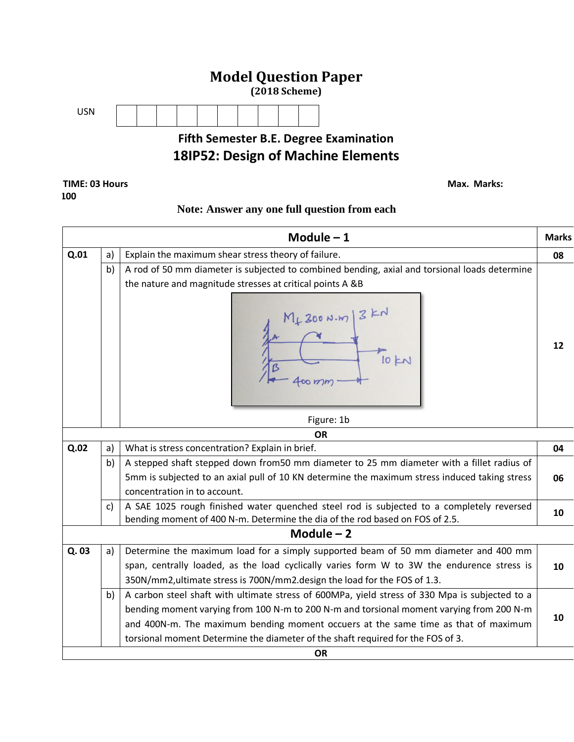# Model Question Paper

**(2018 Scheme)**

USN | | | | | | | | | | |

## Fifth Semester B.E. Degree Examination

## 18IP52: Design of Machine Elements

**TIME: 03 Hours** **Max. Marks: 100**

**Note: Answer any one full question from each**

| | | **Module – 1** | **Marks** |
|---|---|---|---|
| **Q.01** | a) | Explain the maximum shear stress theory of failure. | **08** |
| | b) | A rod of 50 mm diameter is subjected to combined bending, axial and torsional loads determine the nature and magnitude stresses at critical points A &B<br>Figure: 1b | **12** |
| | | **OR** | |
| **Q.02** | a) | What is stress concentration? Explain in brief. | **04** |
| | b) | A stepped shaft stepped down from50 mm diameter to 25 mm diameter with a fillet radius of 5mm is subjected to an axial pull of 10 KN determine the maximum stress induced taking stress concentration in to account. | **06** |
| | c) | A SAE 1025 rough finished water quenched steel rod is subjected to a completely reversed bending moment of 400 N-m. Determine the dia of the rod based on FOS of 2.5. | **10** |
| | | **Module – 2** | |
| **Q. 03** | a) | Determine the maximum load for a simply supported beam of 50 mm diameter and 400 mm span, centrally loaded, as the load cyclically varies form W to 3W the endurence stress is 350N/mm2,ultimate stress is 700N/mm2.design the load for the FOS of 1.3. | **10** |
| | b) | A carbon steel shaft with ultimate stress of 600MPa, yield stress of 330 Mpa is subjected to a bending moment varying from 100 N-m to 200 N-m and torsional moment varying from 200 N-m and 400N-m. The maximum bending moment occuers at the same time as that of maximum torsional moment Determine the diameter of the shaft required for the FOS of 3. | **10** |
| | | **OR** | |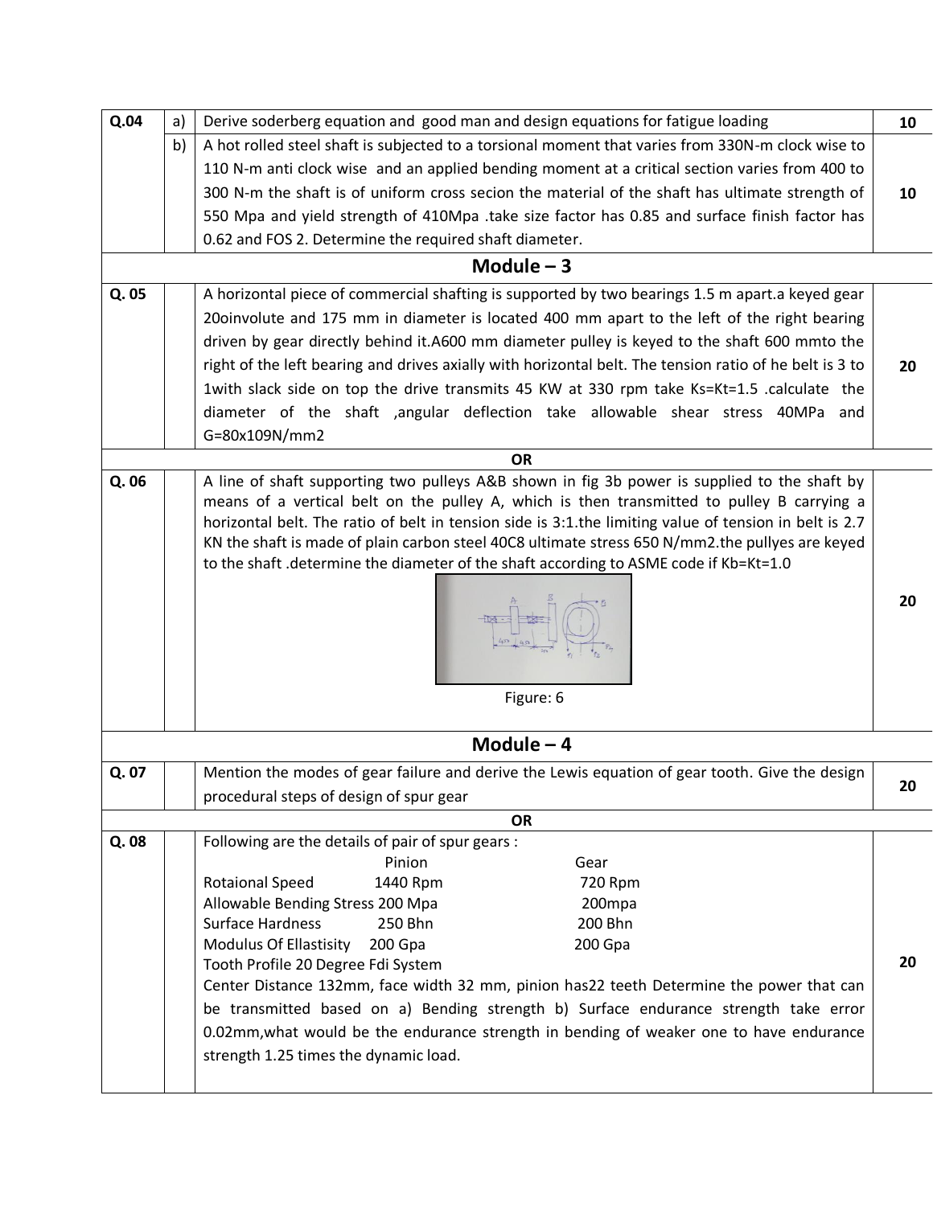| Q.04 | a) | Derive soderberg equation and good man and design equations for fatigue loading | 10 |
|---|---|---|---|
| | b) | A hot rolled steel shaft is subjected to a torsional moment that varies from 330N-m clock wise to 110 N-m anti clock wise and an applied bending moment at a critical section varies from 400 to 300 N-m the shaft is of uniform cross secion the material of the shaft has ultimate strength of 550 Mpa and yield strength of 410Mpa .take size factor has 0.85 and surface finish factor has 0.62 and FOS 2. Determine the required shaft diameter. | 10 |

## Module – 3

| Q. 05 | | A horizontal piece of commercial shafting is supported by two bearings 1.5 m apart.a keyed gear 20oinvolute and 175 mm in diameter is located 400 mm apart to the left of the right bearing driven by gear directly behind it.A600 mm diameter pulley is keyed to the shaft 600 mmto the right of the left bearing and drives axially with horizontal belt. The tension ratio of he belt is 3 to 1with slack side on top the drive transmits 45 KW at 330 rpm take Ks=Kt=1.5 .calculate the diameter of the shaft ,angular deflection take allowable shear stress 40MPa and G=80x109N/mm2 | 20 |
|---|---|---|---|

**OR**

| Q. 06 | | A line of shaft supporting two pulleys A&B shown in fig 3b power is supplied to the shaft by means of a vertical belt on the pulley A, which is then transmitted to pulley B carrying a horizontal belt. The ratio of belt in tension side is 3:1.the limiting value of tension in belt is 2.7 KN the shaft is made of plain carbon steel 40C8 ultimate stress 650 N/mm2.the pullyes are keyed to the shaft .determine the diameter of the shaft according to ASME code if Kb=Kt=1.0 | 20 |
|---|---|---|---|

Figure: 6

## Module – 4

| Q. 07 | | Mention the modes of gear failure and derive the Lewis equation of gear tooth. Give the design procedural steps of design of spur gear | 20 |
|---|---|---|---|

**OR**

**Q. 08** (20 marks)

Following are the details of pair of spur gears :

| | Pinion | Gear |
|---|---|---|
| Rotaional Speed | 1440 Rpm | 720 Rpm |
| Allowable Bending Stress | 200 Mpa | 200mpa |
| Surface Hardness | 250 Bhn | 200 Bhn |
| Modulus Of Ellastisity | 200 Gpa | 200 Gpa |

Tooth Profile 20 Degree Fdi System

Center Distance 132mm, face width 32 mm, pinion has22 teeth Determine the power that can be transmitted based on a) Bending strength b) Surface endurance strength take error 0.02mm,what would be the endurance strength in bending of weaker one to have endurance strength 1.25 times the dynamic load.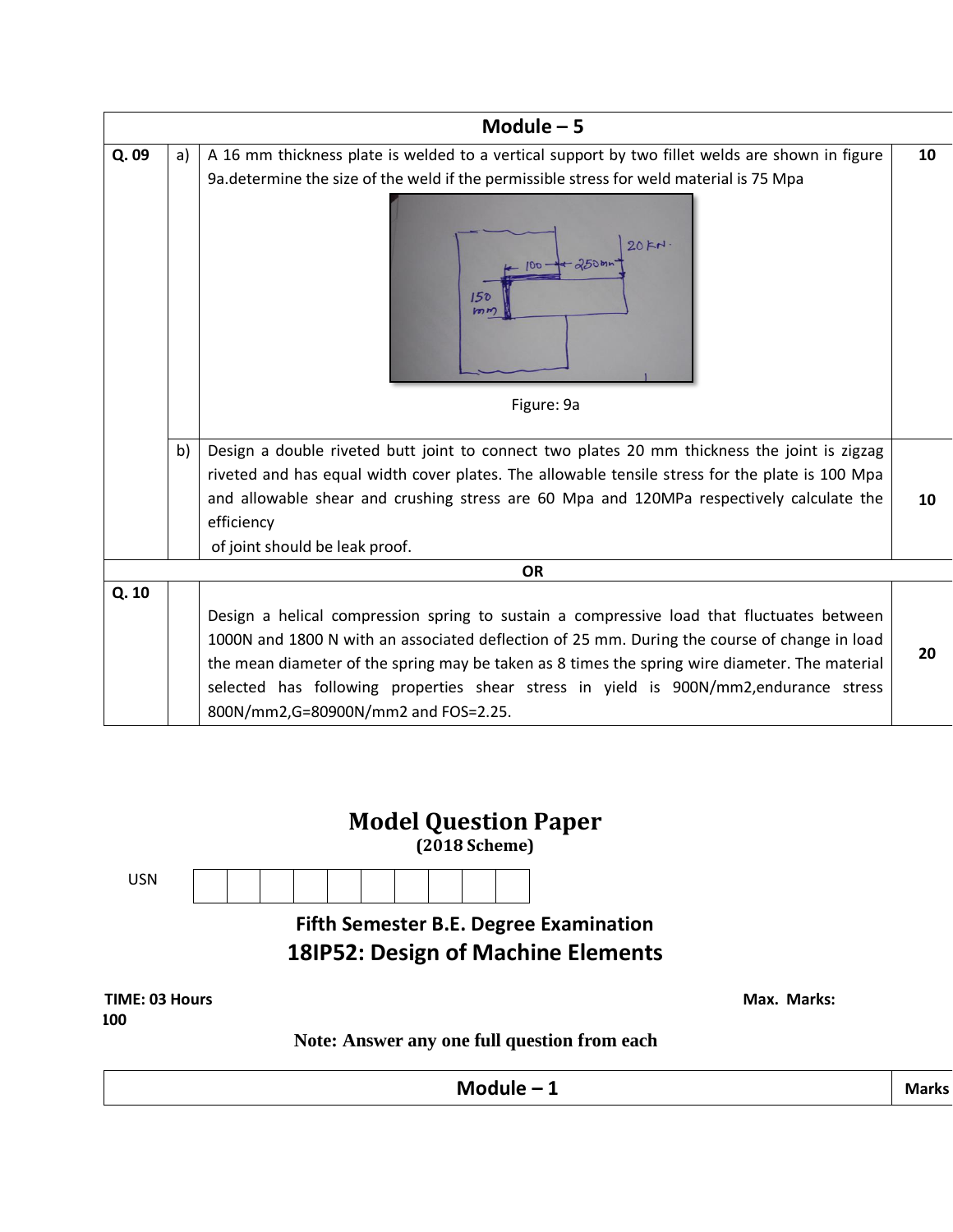| Module – 5 | | | |
|---|---|---|---|
| Q. 09 | a) | A 16 mm thickness plate is welded to a vertical support by two fillet welds are shown in figure 9a.determine the size of the weld if the permissible stress for weld material is 75 Mpa<br><br>Figure: 9a | 10 |
| | b) | Design a double riveted butt joint to connect two plates 20 mm thickness the joint is zigzag riveted and has equal width cover plates. The allowable tensile stress for the plate is 100 Mpa and allowable shear and crushing stress are 60 Mpa and 120MPa respectively calculate the efficiency of joint should be leak proof. | 10 |
| OR | | | |
| Q. 10 | | Design a helical compression spring to sustain a compressive load that fluctuates between 1000N and 1800 N with an associated deflection of 25 mm. During the course of change in load the mean diameter of the spring may be taken as 8 times the spring wire diameter. The material selected has following properties shear stress in yield is 900N/mm2,endurance stress 800N/mm2,G=80900N/mm2 and FOS=2.25. | 20 |

# Model Question Paper

**(2018 Scheme)**

USN

## Fifth Semester B.E. Degree Examination

## 18IP52: Design of Machine Elements

**TIME: 03 Hours** **Max. Marks: 100**

**Note: Answer any one full question from each**

| Module – 1 | Marks |
|---|---|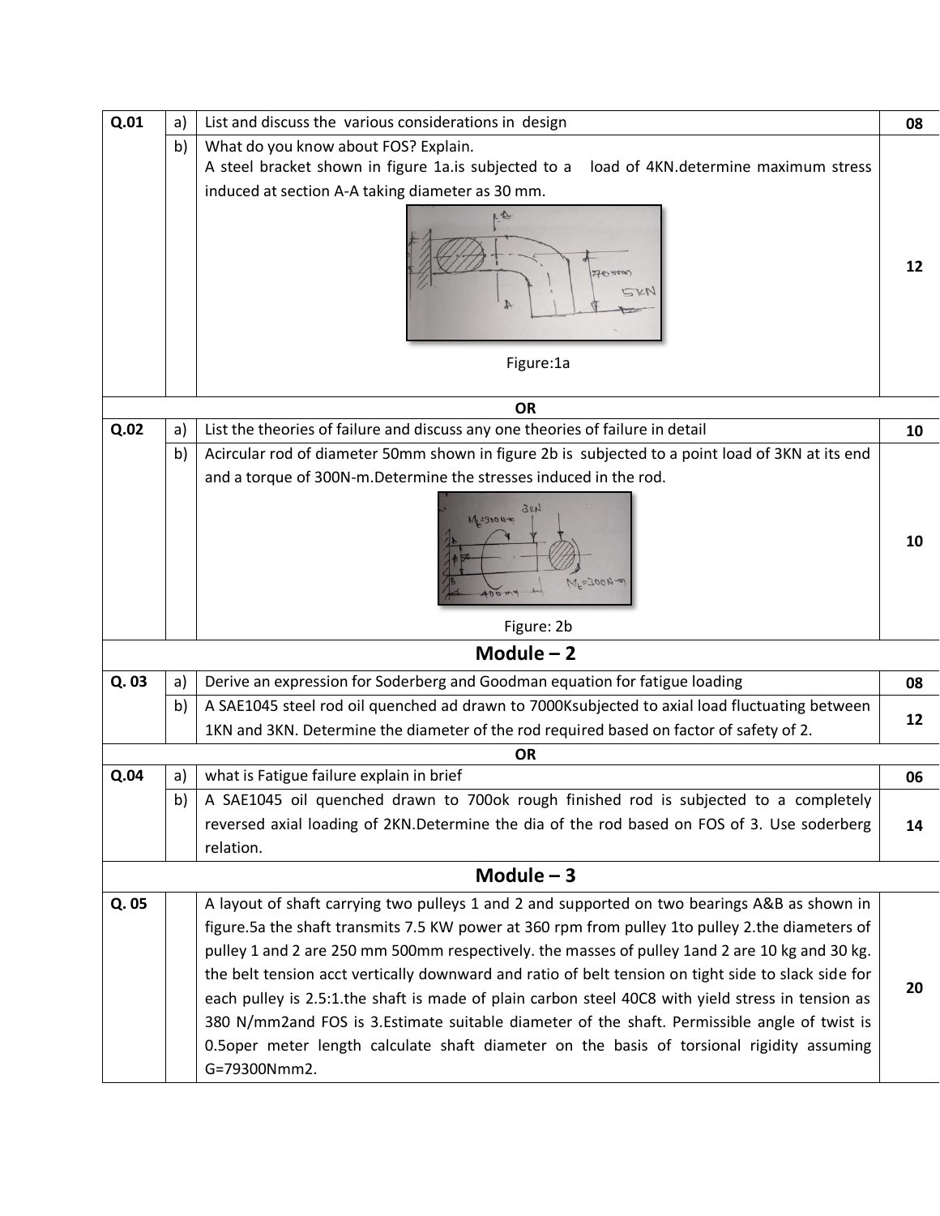| Q.01 | a) | List and discuss the various considerations in design | 08 |
|---|---|---|---|
| | b) | What do you know about FOS? Explain. A steel bracket shown in figure 1a.is subjected to a load of 4KN.determine maximum stress induced at section A-A taking diameter as 30 mm. Figure:1a | 12 |
| **OR** | | | |
| Q.02 | a) | List the theories of failure and discuss any one theories of failure in detail | 10 |
| | b) | Acircular rod of diameter 50mm shown in figure 2b is subjected to a point load of 3KN at its end and a torque of 300N-m.Determine the stresses induced in the rod. Figure: 2b | 10 |
| **Module – 2** | | | |
| Q. 03 | a) | Derive an expression for Soderberg and Goodman equation for fatigue loading | 08 |
| | b) | A SAE1045 steel rod oil quenched ad drawn to 7000Ksubjected to axial load fluctuating between 1KN and 3KN. Determine the diameter of the rod required based on factor of safety of 2. | 12 |
| **OR** | | | |
| Q.04 | a) | what is Fatigue failure explain in brief | 06 |
| | b) | A SAE1045 oil quenched drawn to 700ok rough finished rod is subjected to a completely reversed axial loading of 2KN.Determine the dia of the rod based on FOS of 3. Use soderberg relation. | 14 |
| **Module – 3** | | | |
| Q. 05 | | A layout of shaft carrying two pulleys 1 and 2 and supported on two bearings A&B as shown in figure.5a the shaft transmits 7.5 KW power at 360 rpm from pulley 1to pulley 2.the diameters of pulley 1 and 2 are 250 mm 500mm respectively. the masses of pulley 1and 2 are 10 kg and 30 kg. the belt tension acct vertically downward and ratio of belt tension on tight side to slack side for each pulley is 2.5:1.the shaft is made of plain carbon steel 40C8 with yield stress in tension as 380 N/mm2and FOS is 3.Estimate suitable diameter of the shaft. Permissible angle of twist is 0.5oper meter length calculate shaft diameter on the basis of torsional rigidity assuming G=79300Nmm2. | 20 |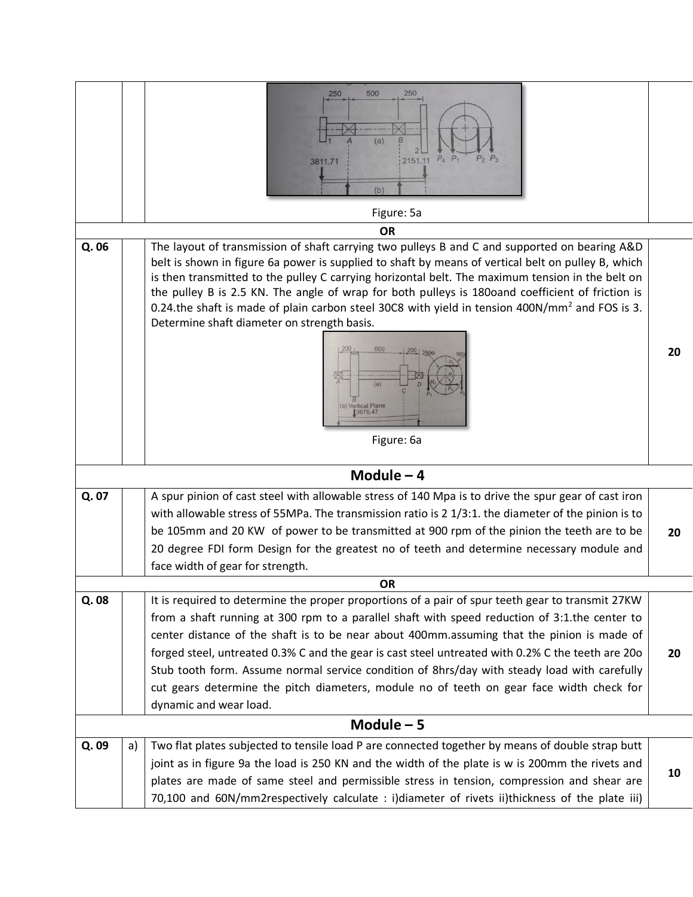Figure: 5a

**OR**

| | | | |
|---|---|---|---|
| **Q. 06** | | The layout of transmission of shaft carrying two pulleys B and C and supported on bearing A&D belt is shown in figure 6a power is supplied to shaft by means of vertical belt on pulley B, which is then transmitted to the pulley C carrying horizontal belt. The maximum tension in the belt on the pulley B is 2.5 KN. The angle of wrap for both pulleys is 180oand coefficient of friction is 0.24.the shaft is made of plain carbon steel 30C8 with yield in tension 400N/mm$^2$ and FOS is 3. Determine shaft diameter on strength basis. Figure: 6a | **20** |

## Module – 4

| | | | |
|---|---|---|---|
| **Q. 07** | | A spur pinion of cast steel with allowable stress of 140 Mpa is to drive the spur gear of cast iron with allowable stress of 55MPa. The transmission ratio is 2 1/3:1. the diameter of the pinion is to be 105mm and 20 KW of power to be transmitted at 900 rpm of the pinion the teeth are to be 20 degree FDI form Design for the greatest no of teeth and determine necessary module and face width of gear for strength. | **20** |

**OR**

| | | | |
|---|---|---|---|
| **Q. 08** | | It is required to determine the proper proportions of a pair of spur teeth gear to transmit 27KW from a shaft running at 300 rpm to a parallel shaft with speed reduction of 3:1.the center to center distance of the shaft is to be near about 400mm.assuming that the pinion is made of forged steel, untreated 0.3% C and the gear is cast steel untreated with 0.2% C the teeth are 20o Stub tooth form. Assume normal service condition of 8hrs/day with steady load with carefully cut gears determine the pitch diameters, module no of teeth on gear face width check for dynamic and wear load. | **20** |

## Module – 5

| | | | |
|---|---|---|---|
| **Q. 09** | a) | Two flat plates subjected to tensile load P are connected together by means of double strap butt joint as in figure 9a the load is 250 KN and the width of the plate is w is 200mm the rivets and plates are made of same steel and permissible stress in tension, compression and shear are 70,100 and 60N/mm2respectively calculate : i)diameter of rivets ii)thickness of the plate iii) | **10** |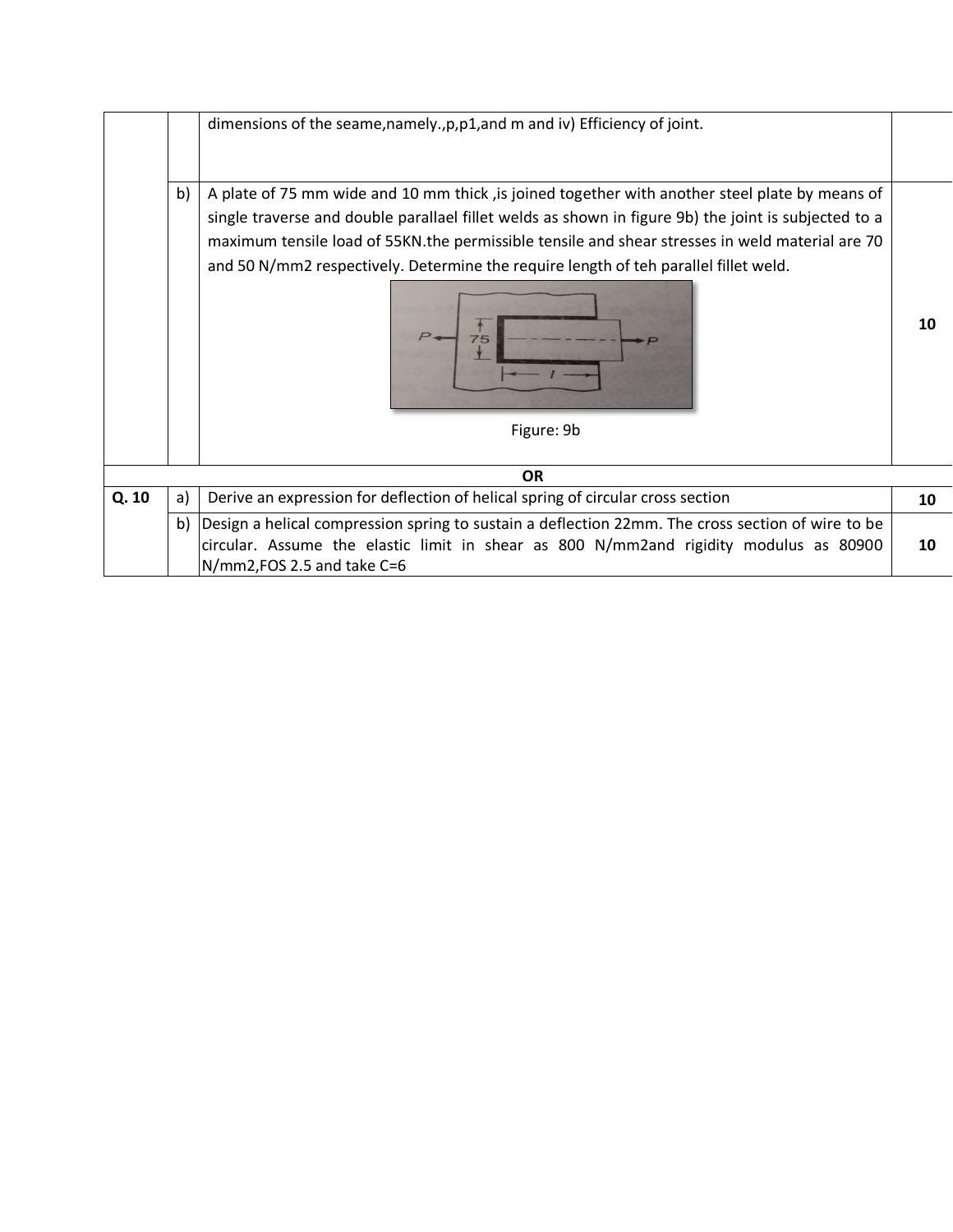| | | | |
|---|---|---|---|
| | | dimensions of the seame,namely.,p,p1,and m and iv) Efficiency of joint. | |
| | b) | A plate of 75 mm wide and 10 mm thick ,is joined together with another steel plate by means of single traverse and double parallael fillet welds as shown in figure 9b) the joint is subjected to a maximum tensile load of 55KN.the permissible tensile and shear stresses in weld material are 70 and 50 N/mm2 respectively. Determine the require length of teh parallel fillet weld.<br><br>P 75 P l<br><br>Figure: 9b | **10** |
| **OR** | | | |
| **Q. 10** | a) | Derive an expression for deflection of helical spring of circular cross section | **10** |
| | b) | Design a helical compression spring to sustain a deflection 22mm. The cross section of wire to be circular. Assume the elastic limit in shear as 800 N/mm2and rigidity modulus as 80900 N/mm2,FOS 2.5 and take C=6 | **10** |